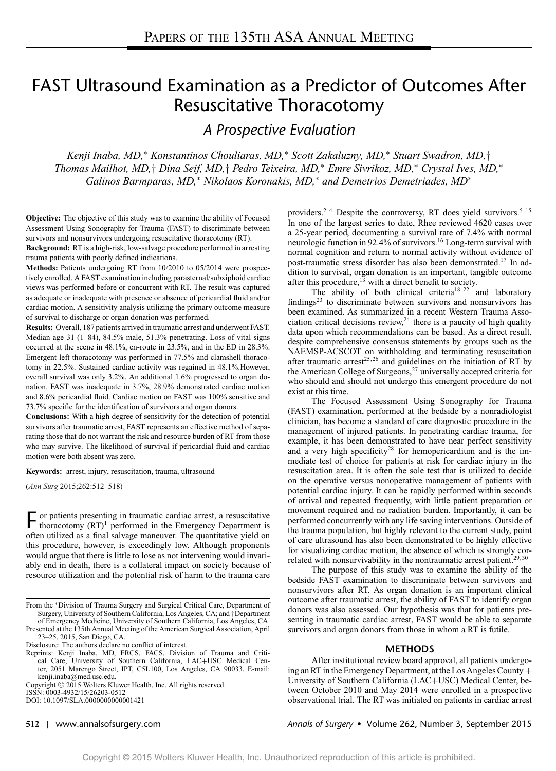# FAST Ultrasound Examination as a Predictor of Outcomes After Resuscitative Thoracotomy

## *A Prospective Evaluation*

*Kenji Inaba, MD,\* Konstantinos Chouliaras, MD,\* Scott Zakaluzny, MD,\* Stuart Swadron, MD,† Thomas Mailhot, MD,† Dina Seif, MD,† Pedro Teixeira, MD,\* Emre Sivrikoz, MD,\* Crystal Ives, MD,\* Galinos Barmparas, MD,\* Nikolaos Koronakis, MD,\* and Demetrios Demetriades, MD\**

**Objective:** The objective of this study was to examine the ability of Focused Assessment Using Sonography for Trauma (FAST) to discriminate between survivors and nonsurvivors undergoing resuscitative thoracotomy (RT).

**Background:** RT is a high-risk, low-salvage procedure performed in arresting trauma patients with poorly defined indications.

**Methods:** Patients undergoing RT from 10/2010 to 05/2014 were prospectively enrolled. A FAST examination including parasternal/subxiphoid cardiac views was performed before or concurrent with RT. The result was captured as adequate or inadequate with presence or absence of pericardial fluid and/or cardiac motion. A sensitivity analysis utilizing the primary outcome measure of survival to discharge or organ donation was performed.

**Results:** Overall, 187 patients arrived in traumatic arrest and underwent FAST. Median age 31 (1–84), 84.5% male, 51.3% penetrating. Loss of vital signs occurred at the scene in 48.1%, en-route in 23.5%, and in the ED in 28.3%. Emergent left thoracotomy was performed in 77.5% and clamshell thoracotomy in 22.5%. Sustained cardiac activity was regained in 48.1%.However, overall survival was only 3.2%. An additional 1.6% progressed to organ donation. FAST was inadequate in 3.7%, 28.9% demonstrated cardiac motion and 8.6% pericardial fluid. Cardiac motion on FAST was 100% sensitive and 73.7% specific for the identification of survivors and organ donors.

**Conclusions:** With a high degree of sensitivity for the detection of potential survivors after traumatic arrest, FAST represents an effective method of separating those that do not warrant the risk and resource burden of RT from those who may survive. The likelihood of survival if pericardial fluid and cardiac motion were both absent was zero.

**Keywords:** arrest, injury, resuscitation, trauma, ultrasound

(*Ann Surg* 2015;262:512–518)

For patients presenting in traumatic cardiac arrest, a resuscitative thoracotomy (RT)[1] performed in the Emergency Department is often utilized as a final salvage maneuver. The quantitative yield on this procedure, however, is exceedingly low. Although proponents would argue that there is little to lose as not intervening would invariably end in death, there is a collateral impact on society because of resource utilization and the potential risk of harm to the trauma care providers.[2–4] Despite the controversy, RT does yield survivors.[5–15] In one of the largest series to date, Rhee reviewed 4620 cases over a 25-year period, documenting a survival rate of 7.4% with normal neurologic function in 92.4% of survivors.[16] Long-term survival with normal cognition and return to normal activity without evidence of post-traumatic stress disorder has also been demonstrated.[17] In addition to survival, organ donation is an important, tangible outcome after this procedure,[13] with a direct benefit to society.

The ability of both clinical criteria[18–22] and laboratory findings[23] to discriminate between survivors and nonsurvivors has been examined. As summarized in a recent Western Trauma Association critical decisions review,[24] there is a paucity of high quality data upon which recommendations can be based. As a direct result, despite comprehensive consensus statements by groups such as the NAEMSP-ACSCOT on withholding and terminating resuscitation after traumatic arrest[25,26] and guidelines on the initiation of RT by the American College of Surgeons,[27] universally accepted criteria for who should and should not undergo this emergent procedure do not exist at this time.

The Focused Assessment Using Sonography for Trauma (FAST) examination, performed at the bedside by a nonradiologist clinician, has become a standard of care diagnostic procedure in the management of injured patients. In penetrating cardiac trauma, for example, it has been demonstrated to have near perfect sensitivity and a very high specificity[28] for hemopericardium and is the immediate test of choice for patients at risk for cardiac injury in the resuscitation area. It is often the sole test that is utilized to decide on the operative versus nonoperative management of patients with potential cardiac injury. It can be rapidly performed within seconds of arrival and repeated frequently, with little patient preparation or movement required and no radiation burden. Importantly, it can be performed concurrently with any life saving interventions. Outside of the trauma population, but highly relevant to the current study, point of care ultrasound has also been demonstrated to be highly effective for visualizing cardiac motion, the absence of which is strongly correlated with nonsurvivability in the nontraumatic arrest patient.[29,30]

The purpose of this study was to examine the ability of the bedside FAST examination to discriminate between survivors and nonsurvivors after RT. As organ donation is an important clinical outcome after traumatic arrest, the ability of FAST to identify organ donors was also assessed. Our hypothesis was that for patients presenting in traumatic cardiac arrest, FAST would be able to separate survivors and organ donors from those in whom a RT is futile.

## METHODS

After institutional review board approval, all patients undergoing an RT in the Emergency Department, at the Los Angeles County + University of Southern California (LAC+USC) Medical Center, between October 2010 and May 2014 were enrolled in a prospective observational trial. The RT was initiated on patients in cardiac arrest

From the \*Division of Trauma Surgery and Surgical Critical Care, Department of Surgery, University of Southern California, Los Angeles, CA; and †Department of Emergency Medicine, University of Southern California, Los Angeles, CA.

Presented at the 135th Annual Meeting of the American Surgical Association, April 23–25, 2015, San Diego, CA.

Disclosure: The authors declare no conflict of interest.

Reprints: Kenji Inaba, MD, FRCS, FACS, Division of Trauma and Critical Care, University of Southern California, LAC+USC Medical Center, 2051 Marengo Street, IPT, C5L100, Los Angeles, CA 90033. E-mail: kenji.inaba@med.usc.edu.

Copyright © 2015 Wolters Kluwer Health, Inc. All rights reserved.

ISSN: 0003-4932/15/26203-0512

DOI: 10.1097/SLA.0000000000001421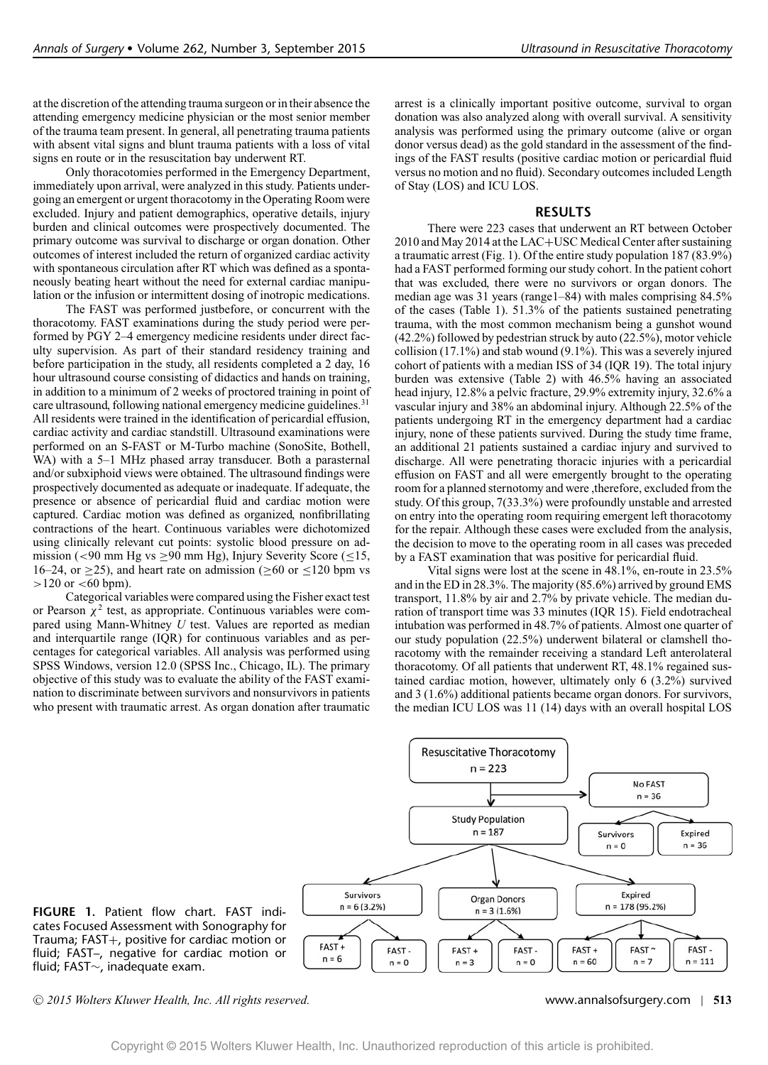at the discretion of the attending trauma surgeon or in their absence the attending emergency medicine physician or the most senior member of the trauma team present. In general, all penetrating trauma patients with absent vital signs and blunt trauma patients with a loss of vital signs en route or in the resuscitation bay underwent RT.

Only thoracotomies performed in the Emergency Department, immediately upon arrival, were analyzed in this study. Patients undergoing an emergent or urgent thoracotomy in the Operating Room were excluded. Injury and patient demographics, operative details, injury burden and clinical outcomes were prospectively documented. The primary outcome was survival to discharge or organ donation. Other outcomes of interest included the return of organized cardiac activity with spontaneous circulation after RT which was defined as a spontaneously beating heart without the need for external cardiac manipulation or the infusion or intermittent dosing of inotropic medications.

The FAST was performed justbefore, or concurrent with the thoracotomy. FAST examinations during the study period were performed by PGY 2–4 emergency medicine residents under direct faculty supervision. As part of their standard residency training and before participation in the study, all residents completed a 2 day, 16 hour ultrasound course consisting of didactics and hands on training, in addition to a minimum of 2 weeks of proctored training in point of care ultrasound, following national emergency medicine guidelines.[31] All residents were trained in the identification of pericardial effusion, cardiac activity and cardiac standstill. Ultrasound examinations were performed on an S-FAST or M-Turbo machine (SonoSite, Bothell, WA) with a 5–1 MHz phased array transducer. Both a parasternal and/or subxiphoid views were obtained. The ultrasound findings were prospectively documented as adequate or inadequate. If adequate, the presence or absence of pericardial fluid and cardiac motion were captured. Cardiac motion was defined as organized, nonfibrillating contractions of the heart. Continuous variables were dichotomized using clinically relevant cut points: systolic blood pressure on admission (<90 mm Hg vs ≥90 mm Hg), Injury Severity Score (≤15, 16–24, or ≥25), and heart rate on admission (≥60 or ≤120 bpm vs >120 or <60 bpm).

Categorical variables were compared using the Fisher exact test or Pearson $\chi^2$ test, as appropriate. Continuous variables were compared using Mann-Whitney *U* test. Values are reported as median and interquartile range (IQR) for continuous variables and as percentages for categorical variables. All analysis was performed using SPSS Windows, version 12.0 (SPSS Inc., Chicago, IL). The primary objective of this study was to evaluate the ability of the FAST examination to discriminate between survivors and nonsurvivors in patients who present with traumatic arrest. As organ donation after traumatic arrest is a clinically important positive outcome, survival to organ donation was also analyzed along with overall survival. A sensitivity analysis was performed using the primary outcome (alive or organ donor versus dead) as the gold standard in the assessment of the findings of the FAST results (positive cardiac motion or pericardial fluid versus no motion and no fluid). Secondary outcomes included Length of Stay (LOS) and ICU LOS.

## RESULTS

There were 223 cases that underwent an RT between October 2010 and May 2014 at the LAC+USC Medical Center after sustaining a traumatic arrest (Fig. 1). Of the entire study population 187 (83.9%) had a FAST performed forming our study cohort. In the patient cohort that was excluded, there were no survivors or organ donors. The median age was 31 years (range1–84) with males comprising 84.5% of the cases (Table 1). 51.3% of the patients sustained penetrating trauma, with the most common mechanism being a gunshot wound (42.2%) followed by pedestrian struck by auto (22.5%), motor vehicle collision (17.1%) and stab wound (9.1%). This was a severely injured cohort of patients with a median ISS of 34 (IQR 19). The total injury burden was extensive (Table 2) with 46.5% having an associated head injury, 12.8% a pelvic fracture, 29.9% extremity injury, 32.6% a vascular injury and 38% an abdominal injury. Although 22.5% of the patients undergoing RT in the emergency department had a cardiac injury, none of these patients survived. During the study time frame, an additional 21 patients sustained a cardiac injury and survived to discharge. All were penetrating thoracic injuries with a pericardial effusion on FAST and all were emergently brought to the operating room for a planned sternotomy and were ,therefore, excluded from the study. Of this group, 7(33.3%) were profoundly unstable and arrested on entry into the operating room requiring emergent left thoracotomy for the repair. Although these cases were excluded from the analysis, the decision to move to the operating room in all cases was preceded by a FAST examination that was positive for pericardial fluid.

Vital signs were lost at the scene in 48.1%, en-route in 23.5% and in the ED in 28.3%. The majority (85.6%) arrived by ground EMS transport, 11.8% by air and 2.7% by private vehicle. The median duration of transport time was 33 minutes (IQR 15). Field endotracheal intubation was performed in 48.7% of patients. Almost one quarter of our study population (22.5%) underwent bilateral or clamshell thoracotomy with the remainder receiving a standard Left anterolateral thoracotomy. Of all patients that underwent RT, 48.1% regained sustained cardiac motion, however, ultimately only 6 (3.2%) survived and 3 (1.6%) additional patients became organ donors. For survivors, the median ICU LOS was 11 (14) days with an overall hospital LOS

Resuscitative Thoracotomy n = 223 → No FAST n = 36 (Survivors n = 0; Expired n = 36); Study Population n = 187 → Survivors n = 6 (3.2%) [FAST + n = 6; FAST - n = 0]; Organ Donors n = 3 (1.6%) [FAST + n = 3; FAST - n = 0]; Expired n = 178 (95.2%) [FAST + n = 60; FAST ~ n = 7; FAST - n = 111]

**FIGURE 1.** Patient flow chart. FAST indicates Focused Assessment with Sonography for Trauma; FAST+, positive for cardiac motion or fluid; FAST–, negative for cardiac motion or fluid; FAST∼, inadequate exam.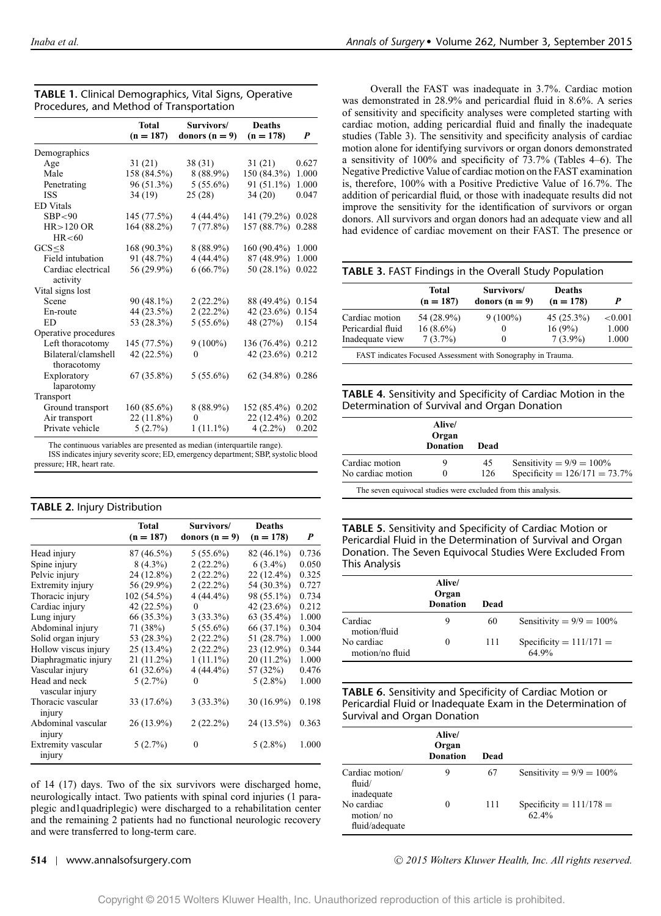**TABLE 1.** Clinical Demographics, Vital Signs, Operative Procedures, and Method of Transportation

| | Total (n = 187) | Survivors/ donors (n = 9) | Deaths (n = 178) | *P* |
|---|---|---|---|---|
| Demographics | | | | |
| Age | 31 (21) | 38 (31) | 31 (21) | 0.627 |
| Male | 158 (84.5%) | 8 (88.9%) | 150 (84.3%) | 1.000 |
| Penetrating | 96 (51.3%) | 5 (55.6%) | 91 (51.1%) | 1.000 |
| ISS | 34 (19) | 25 (28) | 34 (20) | 0.047 |
| ED Vitals | | | | |
| SBP<90 | 145 (77.5%) | 4 (44.4%) | 141 (79.2%) | 0.028 |
| HR>120 OR HR<60 | 164 (88.2%) | 7 (77.8%) | 157 (88.7%) | 0.288 |
| GCS≤8 | 168 (90.3%) | 8 (88.9%) | 160 (90.4%) | 1.000 |
| Field intubation | 91 (48.7%) | 4 (44.4%) | 87 (48.9%) | 1.000 |
| Cardiac electrical activity | 56 (29.9%) | 6 (66.7%) | 50 (28.1%) | 0.022 |
| Vital signs lost | | | | |
| Scene | 90 (48.1%) | 2 (22.2%) | 88 (49.4%) | 0.154 |
| En-route | 44 (23.5%) | 2 (22.2%) | 42 (23.6%) | 0.154 |
| ED | 53 (28.3%) | 5 (55.6%) | 48 (27%) | 0.154 |
| Operative procedures | | | | |
| Left thoracotomy | 145 (77.5%) | 9 (100%) | 136 (76.4%) | 0.212 |
| Bilateral/clamshell thoracotomy | 42 (22.5%) | 0 | 42 (23.6%) | 0.212 |
| Exploratory laparotomy | 67 (35.8%) | 5 (55.6%) | 62 (34.8%) | 0.286 |
| Transport | | | | |
| Ground transport | 160 (85.6%) | 8 (88.9%) | 152 (85.4%) | 0.202 |
| Air transport | 22 (11.8%) | 0 | 22 (12.4%) | 0.202 |
| Private vehicle | 5 (2.7%) | 1 (11.1%) | 4 (2.2%) | 0.202 |

The continuous variables are presented as median (interquartile range).
ISS indicates injury severity score; ED, emergency department; SBP, systolic blood pressure; HR, heart rate.

**TABLE 2.** Injury Distribution

| | Total (n = 187) | Survivors/ donors (n = 9) | Deaths (n = 178) | *P* |
|---|---|---|---|---|
| Head injury | 87 (46.5%) | 5 (55.6%) | 82 (46.1%) | 0.736 |
| Spine injury | 8 (4.3%) | 2 (22.2%) | 6 (3.4%) | 0.050 |
| Pelvic injury | 24 (12.8%) | 2 (22.2%) | 22 (12.4%) | 0.325 |
| Extremity injury | 56 (29.9%) | 2 (22.2%) | 54 (30.3%) | 0.727 |
| Thoracic injury | 102 (54.5%) | 4 (44.4%) | 98 (55.1%) | 0.734 |
| Cardiac injury | 42 (22.5%) | 0 | 42 (23.6%) | 0.212 |
| Lung injury | 66 (35.3%) | 3 (33.3%) | 63 (35.4%) | 1.000 |
| Abdominal injury | 71 (38%) | 5 (55.6%) | 66 (37.1%) | 0.304 |
| Solid organ injury | 53 (28.3%) | 2 (22.2%) | 51 (28.7%) | 1.000 |
| Hollow viscus injury | 25 (13.4%) | 2 (22.2%) | 23 (12.9%) | 0.344 |
| Diaphragmatic injury | 21 (11.2%) | 1 (11.1%) | 20 (11.2%) | 1.000 |
| Vascular injury | 61 (32.6%) | 4 (44.4%) | 57 (32%) | 0.476 |
| Head and neck vascular injury | 5 (2.7%) | 0 | 5 (2.8%) | 1.000 |
| Thoracic vascular injury | 33 (17.6%) | 3 (33.3%) | 30 (16.9%) | 0.198 |
| Abdominal vascular injury | 26 (13.9%) | 2 (22.2%) | 24 (13.5%) | 0.363 |
| Extremity vascular injury | 5 (2.7%) | 0 | 5 (2.8%) | 1.000 |

of 14 (17) days. Two of the six survivors were discharged home, neurologically intact. Two patients with spinal cord injuries (1 paraplegic and1quadriplegic) were discharged to a rehabilitation center and the remaining 2 patients had no functional neurologic recovery and were transferred to long-term care.

Overall the FAST was inadequate in 3.7%. Cardiac motion was demonstrated in 28.9% and pericardial fluid in 8.6%. A series of sensitivity and specificity analyses were completed starting with cardiac motion, adding pericardial fluid and finally the inadequate studies (Table 3). The sensitivity and specificity analysis of cardiac motion alone for identifying survivors or organ donors demonstrated a sensitivity of 100% and specificity of 73.7% (Tables 4–6). The Negative Predictive Value of cardiac motion on the FAST examination is, therefore, 100% with a Positive Predictive Value of 16.7%. The addition of pericardial fluid, or those with inadequate results did not improve the sensitivity for the identification of survivors or organ donors. All survivors and organ donors had an adequate view and all had evidence of cardiac movement on their FAST. The presence or

**TABLE 3.** FAST Findings in the Overall Study Population

| | Total (n = 187) | Survivors/ donors (n = 9) | Deaths (n = 178) | *P* |
|---|---|---|---|---|
| Cardiac motion | 54 (28.9%) | 9 (100%) | 45 (25.3%) | <0.001 |
| Pericardial fluid | 16 (8.6%) | 0 | 16 (9%) | 1.000 |
| Inadequate view | 7 (3.7%) | 0 | 7 (3.9%) | 1.000 |

FAST indicates Focused Assessment with Sonography in Trauma.

**TABLE 4.** Sensitivity and Specificity of Cardiac Motion in the Determination of Survival and Organ Donation

| | Alive/ Organ Donation | Dead | |
|---|---|---|---|
| Cardiac motion | 9 | 45 | Sensitivity = 9/9 = 100% |
| No cardiac motion | 0 | 126 | Specificity = 126/171 = 73.7% |

The seven equivocal studies were excluded from this analysis.

**TABLE 5.** Sensitivity and Specificity of Cardiac Motion or Pericardial Fluid in the Determination of Survival and Organ Donation. The Seven Equivocal Studies Were Excluded From This Analysis

| | Alive/ Organ Donation | Dead | |
|---|---|---|---|
| Cardiac motion/fluid | 9 | 60 | Sensitivity = 9/9 = 100% |
| No cardiac motion/no fluid | 0 | 111 | Specificity = 111/171 = 64.9% |

**TABLE 6.** Sensitivity and Specificity of Cardiac Motion or Pericardial Fluid or Inadequate Exam in the Determination of Survival and Organ Donation

| | Alive/ Organ Donation | Dead | |
|---|---|---|---|
| Cardiac motion/ fluid/ inadequate | 9 | 67 | Sensitivity = 9/9 = 100% |
| No cardiac motion/ no fluid/adequate | 0 | 111 | Specificity = 111/178 = 62.4% |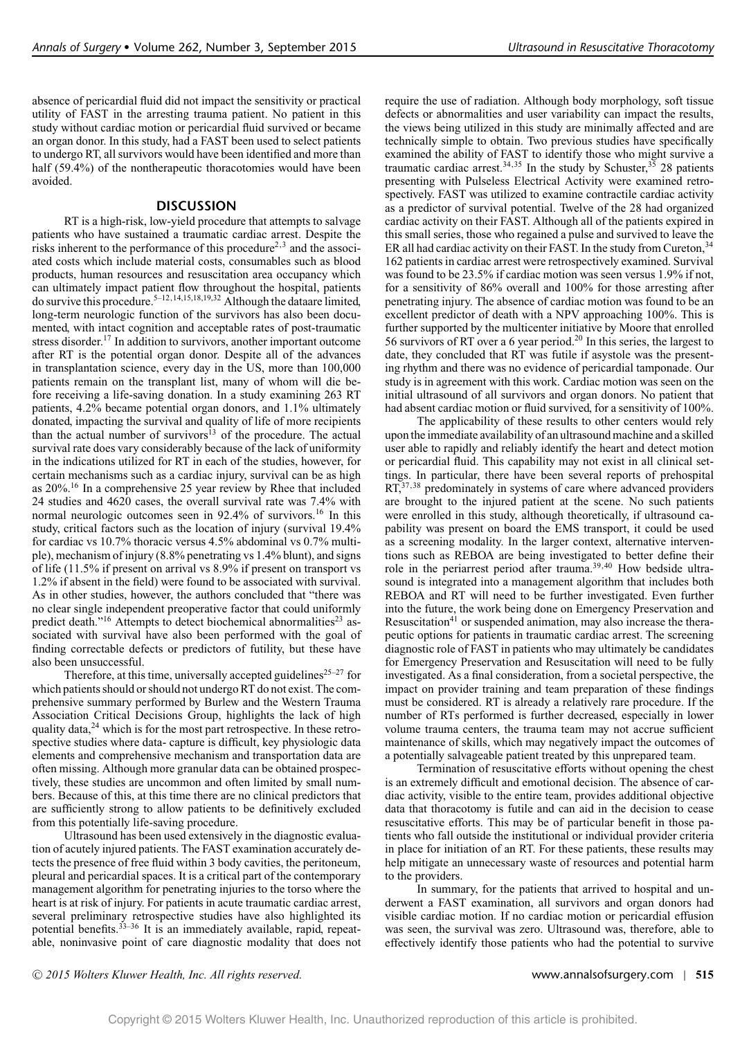absence of pericardial fluid did not impact the sensitivity or practical utility of FAST in the arresting trauma patient. No patient in this study without cardiac motion or pericardial fluid survived or became an organ donor. In this study, had a FAST been used to select patients to undergo RT, all survivors would have been identified and more than half (59.4%) of the nontherapeutic thoracotomies would have been avoided.

## DISCUSSION

RT is a high-risk, low-yield procedure that attempts to salvage patients who have sustained a traumatic cardiac arrest. Despite the risks inherent to the performance of this procedure[2,3] and the associated costs which include material costs, consumables such as blood products, human resources and resuscitation area occupancy which can ultimately impact patient flow throughout the hospital, patients do survive this procedure.[5–12,14,15,18,19,32] Although the dataare limited, long-term neurologic function of the survivors has also been documented, with intact cognition and acceptable rates of post-traumatic stress disorder.[17] In addition to survivors, another important outcome after RT is the potential organ donor. Despite all of the advances in transplantation science, every day in the US, more than 100,000 patients remain on the transplant list, many of whom will die before receiving a life-saving donation. In a study examining 263 RT patients, 4.2% became potential organ donors, and 1.1% ultimately donated, impacting the survival and quality of life of more recipients than the actual number of survivors[13] of the procedure. The actual survival rate does vary considerably because of the lack of uniformity in the indications utilized for RT in each of the studies, however, for certain mechanisms such as a cardiac injury, survival can be as high as 20%.[16] In a comprehensive 25 year review by Rhee that included 24 studies and 4620 cases, the overall survival rate was 7.4% with normal neurologic outcomes seen in 92.4% of survivors.[16] In this study, critical factors such as the location of injury (survival 19.4% for cardiac vs 10.7% thoracic versus 4.5% abdominal vs 0.7% multiple), mechanism of injury (8.8% penetrating vs 1.4% blunt), and signs of life (11.5% if present on arrival vs 8.9% if present on transport vs 1.2% if absent in the field) were found to be associated with survival. As in other studies, however, the authors concluded that "there was no clear single independent preoperative factor that could uniformly predict death."[16] Attempts to detect biochemical abnormalities[23] associated with survival have also been performed with the goal of finding correctable defects or predictors of futility, but these have also been unsuccessful.

Therefore, at this time, universally accepted guidelines[25–27] for which patients should or should not undergo RT do not exist. The comprehensive summary performed by Burlew and the Western Trauma Association Critical Decisions Group, highlights the lack of high quality data,[24] which is for the most part retrospective. In these retrospective studies where data- capture is difficult, key physiologic data elements and comprehensive mechanism and transportation data are often missing. Although more granular data can be obtained prospectively, these studies are uncommon and often limited by small numbers. Because of this, at this time there are no clinical predictors that are sufficiently strong to allow patients to be definitively excluded from this potentially life-saving procedure.

Ultrasound has been used extensively in the diagnostic evaluation of acutely injured patients. The FAST examination accurately detects the presence of free fluid within 3 body cavities, the peritoneum, pleural and pericardial spaces. It is a critical part of the contemporary management algorithm for penetrating injuries to the torso where the heart is at risk of injury. For patients in acute traumatic cardiac arrest, several preliminary retrospective studies have also highlighted its potential benefits.[33–36] It is an immediately available, rapid, repeatable, noninvasive point of care diagnostic modality that does not require the use of radiation. Although body morphology, soft tissue defects or abnormalities and user variability can impact the results, the views being utilized in this study are minimally affected and are technically simple to obtain. Two previous studies have specifically examined the ability of FAST to identify those who might survive a traumatic cardiac arrest.[34,35] In the study by Schuster,[35] 28 patients presenting with Pulseless Electrical Activity were examined retrospectively. FAST was utilized to examine contractile cardiac activity as a predictor of survival potential. Twelve of the 28 had organized cardiac activity on their FAST. Although all of the patients expired in this small series, those who regained a pulse and survived to leave the ER all had cardiac activity on their FAST. In the study from Cureton,[34] 162 patients in cardiac arrest were retrospectively examined. Survival was found to be 23.5% if cardiac motion was seen versus 1.9% if not, for a sensitivity of 86% overall and 100% for those arresting after penetrating injury. The absence of cardiac motion was found to be an excellent predictor of death with a NPV approaching 100%. This is further supported by the multicenter initiative by Moore that enrolled 56 survivors of RT over a 6 year period.[20] In this series, the largest to date, they concluded that RT was futile if asystole was the presenting rhythm and there was no evidence of pericardial tamponade. Our study is in agreement with this work. Cardiac motion was seen on the initial ultrasound of all survivors and organ donors. No patient that had absent cardiac motion or fluid survived, for a sensitivity of 100%.

The applicability of these results to other centers would rely upon the immediate availability of an ultrasound machine and a skilled user able to rapidly and reliably identify the heart and detect motion or pericardial fluid. This capability may not exist in all clinical settings. In particular, there have been several reports of prehospital RT,[37,38] predominately in systems of care where advanced providers are brought to the injured patient at the scene. No such patients were enrolled in this study, although theoretically, if ultrasound capability was present on board the EMS transport, it could be used as a screening modality. In the larger context, alternative interventions such as REBOA are being investigated to better define their role in the periarrest period after trauma.[39,40] How bedside ultrasound is integrated into a management algorithm that includes both REBOA and RT will need to be further investigated. Even further into the future, the work being done on Emergency Preservation and Resuscitation[41] or suspended animation, may also increase the therapeutic options for patients in traumatic cardiac arrest. The screening diagnostic role of FAST in patients who may ultimately be candidates for Emergency Preservation and Resuscitation will need to be fully investigated. As a final consideration, from a societal perspective, the impact on provider training and team preparation of these findings must be considered. RT is already a relatively rare procedure. If the number of RTs performed is further decreased, especially in lower volume trauma centers, the trauma team may not accrue sufficient maintenance of skills, which may negatively impact the outcomes of a potentially salvageable patient treated by this unprepared team.

Termination of resuscitative efforts without opening the chest is an extremely difficult and emotional decision. The absence of cardiac activity, visible to the entire team, provides additional objective data that thoracotomy is futile and can aid in the decision to cease resuscitative efforts. This may be of particular benefit in those patients who fall outside the institutional or individual provider criteria in place for initiation of an RT. For these patients, these results may help mitigate an unnecessary waste of resources and potential harm to the providers.

In summary, for the patients that arrived to hospital and underwent a FAST examination, all survivors and organ donors had visible cardiac motion. If no cardiac motion or pericardial effusion was seen, the survival was zero. Ultrasound was, therefore, able to effectively identify those patients who had the potential to survive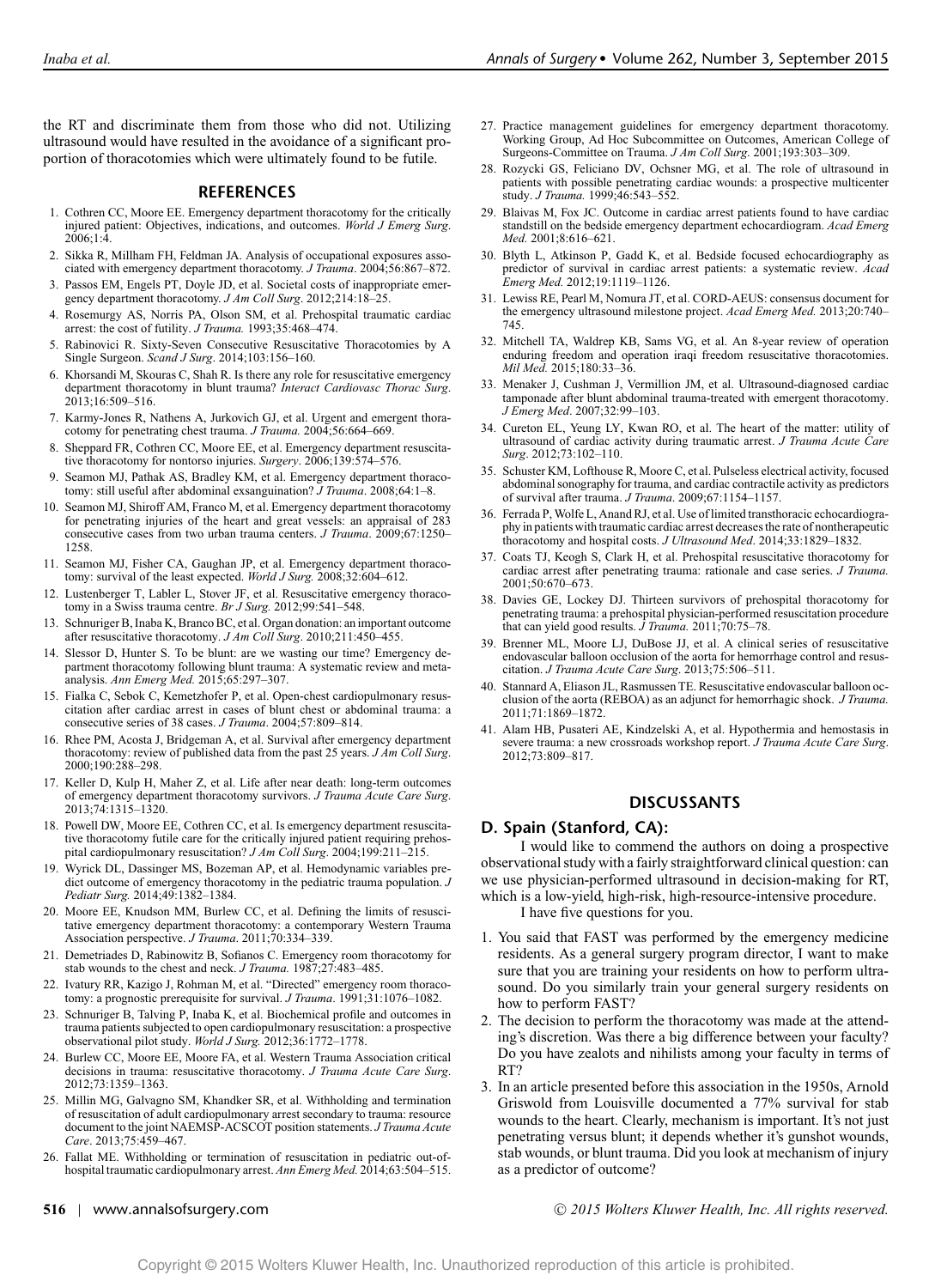the RT and discriminate them from those who did not. Utilizing ultrasound would have resulted in the avoidance of a significant proportion of thoracotomies which were ultimately found to be futile.

## REFERENCES

1. Cothren CC, Moore EE. Emergency department thoracotomy for the critically injured patient: Objectives, indications, and outcomes. *World J Emerg Surg*. 2006;1:4.
2. Sikka R, Millham FH, Feldman JA. Analysis of occupational exposures associated with emergency department thoracotomy. *J Trauma*. 2004;56:867–872.
3. Passos EM, Engels PT, Doyle JD, et al. Societal costs of inappropriate emergency department thoracotomy. *J Am Coll Surg*. 2012;214:18–25.
4. Rosemurgy AS, Norris PA, Olson SM, et al. Prehospital traumatic cardiac arrest: the cost of futility. *J Trauma.* 1993;35:468–474.
5. Rabinovici R. Sixty-Seven Consecutive Resuscitative Thoracotomies by A Single Surgeon. *Scand J Surg*. 2014;103:156–160.
6. Khorsandi M, Skouras C, Shah R. Is there any role for resuscitative emergency department thoracotomy in blunt trauma? *Interact Cardiovasc Thorac Surg*. 2013;16:509–516.
7. Karmy-Jones R, Nathens A, Jurkovich GJ, et al. Urgent and emergent thoracotomy for penetrating chest trauma. *J Trauma.* 2004;56:664–669.
8. Sheppard FR, Cothren CC, Moore EE, et al. Emergency department resuscitative thoracotomy for nontorso injuries. *Surgery*. 2006;139:574–576.
9. Seamon MJ, Pathak AS, Bradley KM, et al. Emergency department thoracotomy: still useful after abdominal exsanguination? *J Trauma*. 2008;64:1–8.
10. Seamon MJ, Shiroff AM, Franco M, et al. Emergency department thoracotomy for penetrating injuries of the heart and great vessels: an appraisal of 283 consecutive cases from two urban trauma centers. *J Trauma*. 2009;67:1250–1258.
11. Seamon MJ, Fisher CA, Gaughan JP, et al. Emergency department thoracotomy: survival of the least expected. *World J Surg.* 2008;32:604–612.
12. Lustenberger T, Labler L, Stover JF, et al. Resuscitative emergency thoracotomy in a Swiss trauma centre. *Br J Surg.* 2012;99:541–548.
13. Schnuriger B, Inaba K, Branco BC, et al. Organ donation: an important outcome after resuscitative thoracotomy. *J Am Coll Surg*. 2010;211:450–455.
14. Slessor D, Hunter S. To be blunt: are we wasting our time? Emergency department thoracotomy following blunt trauma: A systematic review and meta-analysis. *Ann Emerg Med.* 2015;65:297–307.
15. Fialka C, Sebok C, Kemetzhofer P, et al. Open-chest cardiopulmonary resuscitation after cardiac arrest in cases of blunt chest or abdominal trauma: a consecutive series of 38 cases. *J Trauma*. 2004;57:809–814.
16. Rhee PM, Acosta J, Bridgeman A, et al. Survival after emergency department thoracotomy: review of published data from the past 25 years. *J Am Coll Surg*. 2000;190:288–298.
17. Keller D, Kulp H, Maher Z, et al. Life after near death: long-term outcomes of emergency department thoracotomy survivors. *J Trauma Acute Care Surg*. 2013;74:1315–1320.
18. Powell DW, Moore EE, Cothren CC, et al. Is emergency department resuscitative thoracotomy futile care for the critically injured patient requiring prehospital cardiopulmonary resuscitation? *J Am Coll Surg*. 2004;199:211–215.
19. Wyrick DL, Dassinger MS, Bozeman AP, et al. Hemodynamic variables predict outcome of emergency thoracotomy in the pediatric trauma population. *J Pediatr Surg.* 2014;49:1382–1384.
20. Moore EE, Knudson MM, Burlew CC, et al. Defining the limits of resuscitative emergency department thoracotomy: a contemporary Western Trauma Association perspective. *J Trauma.* 2011;70:334–339.
21. Demetriades D, Rabinowitz B, Sofianos C. Emergency room thoracotomy for stab wounds to the chest and neck. *J Trauma.* 1987;27:483–485.
22. Ivatury RR, Kazigo J, Rohman M, et al. "Directed" emergency room thoracotomy: a prognostic prerequisite for survival. *J Trauma*. 1991;31:1076–1082.
23. Schnuriger B, Talving P, Inaba K, et al. Biochemical profile and outcomes in trauma patients subjected to open cardiopulmonary resuscitation: a prospective observational pilot study. *World J Surg.* 2012;36:1772–1778.
24. Burlew CC, Moore EE, Moore FA, et al. Western Trauma Association critical decisions in trauma: resuscitative thoracotomy. *J Trauma Acute Care Surg*. 2012;73:1359–1363.
25. Millin MG, Galvagno SM, Khandker SR, et al. Withholding and termination of resuscitation of adult cardiopulmonary arrest secondary to trauma: resource document to the joint NAEMSP-ACSCOT position statements. *J Trauma Acute Care*. 2013;75:459–467.
26. Fallat ME. Withholding or termination of resuscitation in pediatric out-of-hospital traumatic cardiopulmonary arrest. *Ann Emerg Med.* 2014;63:504–515.
27. Practice management guidelines for emergency department thoracotomy. Working Group, Ad Hoc Subcommittee on Outcomes, American College of Surgeons-Committee on Trauma. *J Am Coll Surg*. 2001;193:303–309.
28. Rozycki GS, Feliciano DV, Ochsner MG, et al. The role of ultrasound in patients with possible penetrating cardiac wounds: a prospective multicenter study. *J Trauma.* 1999;46:543–552.
29. Blaivas M, Fox JC. Outcome in cardiac arrest patients found to have cardiac standstill on the bedside emergency department echocardiogram. *Acad Emerg Med.* 2001;8:616–621.
30. Blyth L, Atkinson P, Gadd K, et al. Bedside focused echocardiography as predictor of survival in cardiac arrest patients: a systematic review. *Acad Emerg Med.* 2012;19:1119–1126.
31. Lewiss RE, Pearl M, Nomura JT, et al. CORD-AEUS: consensus document for the emergency ultrasound milestone project. *Acad Emerg Med.* 2013;20:740–745.
32. Mitchell TA, Waldrep KB, Sams VG, et al. An 8-year review of operation enduring freedom and operation iraqi freedom resuscitative thoracotomies. *Mil Med.* 2015;180:33–36.
33. Menaker J, Cushman J, Vermillion JM, et al. Ultrasound-diagnosed cardiac tamponade after blunt abdominal trauma-treated with emergent thoracotomy. *J Emerg Med*. 2007;32:99–103.
34. Cureton EL, Yeung LY, Kwan RO, et al. The heart of the matter: utility of ultrasound of cardiac activity during traumatic arrest. *J Trauma Acute Care Surg*. 2012;73:102–110.
35. Schuster KM, Lofthouse R, Moore C, et al. Pulseless electrical activity, focused abdominal sonography for trauma, and cardiac contractile activity as predictors of survival after trauma. *J Trauma*. 2009;67:1154–1157.
36. Ferrada P, Wolfe L, Anand RJ, et al. Use of limited transthoracic echocardiography in patients with traumatic cardiac arrest decreases the rate of nontherapeutic thoracotomy and hospital costs. *J Ultrasound Med*. 2014;33:1829–1832.
37. Coats TJ, Keogh S, Clark H, et al. Prehospital resuscitative thoracotomy for cardiac arrest after penetrating trauma: rationale and case series. *J Trauma.* 2001;50:670–673.
38. Davies GE, Lockey DJ. Thirteen survivors of prehospital thoracotomy for penetrating trauma: a prehospital physician-performed resuscitation procedure that can yield good results. *J Trauma.* 2011;70:75–78.
39. Brenner ML, Moore LJ, DuBose JJ, et al. A clinical series of resuscitative endovascular balloon occlusion of the aorta for hemorrhage control and resuscitation. *J Trauma Acute Care Surg*. 2013;75:506–511.
40. Stannard A, Eliason JL, Rasmussen TE. Resuscitative endovascular balloon occlusion of the aorta (REBOA) as an adjunct for hemorrhagic shock. *J Trauma.* 2011;71:1869–1872.
41. Alam HB, Pusateri AE, Kindzelski A, et al. Hypothermia and hemostasis in severe trauma: a new crossroads workshop report. *J Trauma Acute Care Surg*. 2012;73:809–817.

## DISCUSSANTS

### D. Spain (Stanford, CA):

I would like to commend the authors on doing a prospective observational study with a fairly straightforward clinical question: can we use physician-performed ultrasound in decision-making for RT, which is a low-yield, high-risk, high-resource-intensive procedure.

I have five questions for you.

1. You said that FAST was performed by the emergency medicine residents. As a general surgery program director, I want to make sure that you are training your residents on how to perform ultrasound. Do you similarly train your general surgery residents on how to perform FAST?
2. The decision to perform the thoracotomy was made at the attending's discretion. Was there a big difference between your faculty? Do you have zealots and nihilists among your faculty in terms of RT?
3. In an article presented before this association in the 1950s, Arnold Griswold from Louisville documented a 77% survival for stab wounds to the heart. Clearly, mechanism is important. It's not just penetrating versus blunt; it depends whether it's gunshot wounds, stab wounds, or blunt trauma. Did you look at mechanism of injury as a predictor of outcome?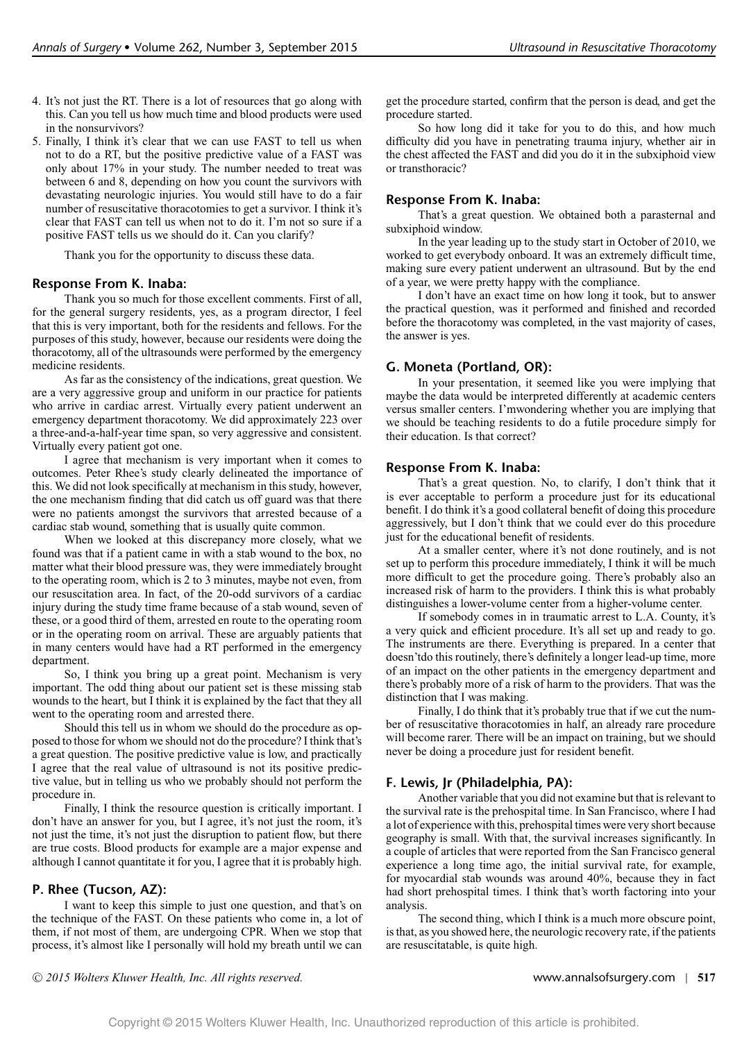4. It's not just the RT. There is a lot of resources that go along with this. Can you tell us how much time and blood products were used in the nonsurvivors?
5. Finally, I think it's clear that we can use FAST to tell us when not to do a RT, but the positive predictive value of a FAST was only about 17% in your study. The number needed to treat was between 6 and 8, depending on how you count the survivors with devastating neurologic injuries. You would still have to do a fair number of resuscitative thoracotomies to get a survivor. I think it's clear that FAST can tell us when not to do it. I'm not so sure if a positive FAST tells us we should do it. Can you clarify?

Thank you for the opportunity to discuss these data.

### Response From K. Inaba:

Thank you so much for those excellent comments. First of all, for the general surgery residents, yes, as a program director, I feel that this is very important, both for the residents and fellows. For the purposes of this study, however, because our residents were doing the thoracotomy, all of the ultrasounds were performed by the emergency medicine residents.

As far as the consistency of the indications, great question. We are a very aggressive group and uniform in our practice for patients who arrive in cardiac arrest. Virtually every patient underwent an emergency department thoracotomy. We did approximately 223 over a three-and-a-half-year time span, so very aggressive and consistent. Virtually every patient got one.

I agree that mechanism is very important when it comes to outcomes. Peter Rhee's study clearly delineated the importance of this. We did not look specifically at mechanism in this study, however, the one mechanism finding that did catch us off guard was that there were no patients amongst the survivors that arrested because of a cardiac stab wound, something that is usually quite common.

When we looked at this discrepancy more closely, what we found was that if a patient came in with a stab wound to the box, no matter what their blood pressure was, they were immediately brought to the operating room, which is 2 to 3 minutes, maybe not even, from our resuscitation area. In fact, of the 20-odd survivors of a cardiac injury during the study time frame because of a stab wound, seven of these, or a good third of them, arrested en route to the operating room or in the operating room on arrival. These are arguably patients that in many centers would have had a RT performed in the emergency department.

So, I think you bring up a great point. Mechanism is very important. The odd thing about our patient set is these missing stab wounds to the heart, but I think it is explained by the fact that they all went to the operating room and arrested there.

Should this tell us in whom we should do the procedure as opposed to those for whom we should not do the procedure? I think that's a great question. The positive predictive value is low, and practically I agree that the real value of ultrasound is not its positive predictive value, but in telling us who we probably should not perform the procedure in.

Finally, I think the resource question is critically important. I don't have an answer for you, but I agree, it's not just the room, it's not just the time, it's not just the disruption to patient flow, but there are true costs. Blood products for example are a major expense and although I cannot quantitate it for you, I agree that it is probably high.

### P. Rhee (Tucson, AZ):

I want to keep this simple to just one question, and that's on the technique of the FAST. On these patients who come in, a lot of them, if not most of them, are undergoing CPR. When we stop that process, it's almost like I personally will hold my breath until we can get the procedure started, confirm that the person is dead, and get the procedure started.

So how long did it take for you to do this, and how much difficulty did you have in penetrating trauma injury, whether air in the chest affected the FAST and did you do it in the subxiphoid view or transthoracic?

### Response From K. Inaba:

That's a great question. We obtained both a parasternal and subxiphoid window.

In the year leading up to the study start in October of 2010, we worked to get everybody onboard. It was an extremely difficult time, making sure every patient underwent an ultrasound. But by the end of a year, we were pretty happy with the compliance.

I don't have an exact time on how long it took, but to answer the practical question, was it performed and finished and recorded before the thoracotomy was completed, in the vast majority of cases, the answer is yes.

### G. Moneta (Portland, OR):

In your presentation, it seemed like you were implying that maybe the data would be interpreted differently at academic centers versus smaller centers. I'mwondering whether you are implying that we should be teaching residents to do a futile procedure simply for their education. Is that correct?

### Response From K. Inaba:

That's a great question. No, to clarify, I don't think that it is ever acceptable to perform a procedure just for its educational benefit. I do think it's a good collateral benefit of doing this procedure aggressively, but I don't think that we could ever do this procedure just for the educational benefit of residents.

At a smaller center, where it's not done routinely, and is not set up to perform this procedure immediately, I think it will be much more difficult to get the procedure going. There's probably also an increased risk of harm to the providers. I think this is what probably distinguishes a lower-volume center from a higher-volume center.

If somebody comes in in traumatic arrest to L.A. County, it's a very quick and efficient procedure. It's all set up and ready to go. The instruments are there. Everything is prepared. In a center that doesn'tdo this routinely, there's definitely a longer lead-up time, more of an impact on the other patients in the emergency department and there's probably more of a risk of harm to the providers. That was the distinction that I was making.

Finally, I do think that it's probably true that if we cut the number of resuscitative thoracotomies in half, an already rare procedure will become rarer. There will be an impact on training, but we should never be doing a procedure just for resident benefit.

### F. Lewis, Jr (Philadelphia, PA):

Another variable that you did not examine but that is relevant to the survival rate is the prehospital time. In San Francisco, where I had a lot of experience with this, prehospital times were very short because geography is small. With that, the survival increases significantly. In a couple of articles that were reported from the San Francisco general experience a long time ago, the initial survival rate, for example, for myocardial stab wounds was around 40%, because they in fact had short prehospital times. I think that's worth factoring into your analysis.

The second thing, which I think is a much more obscure point, is that, as you showed here, the neurologic recovery rate, if the patients are resuscitatable, is quite high.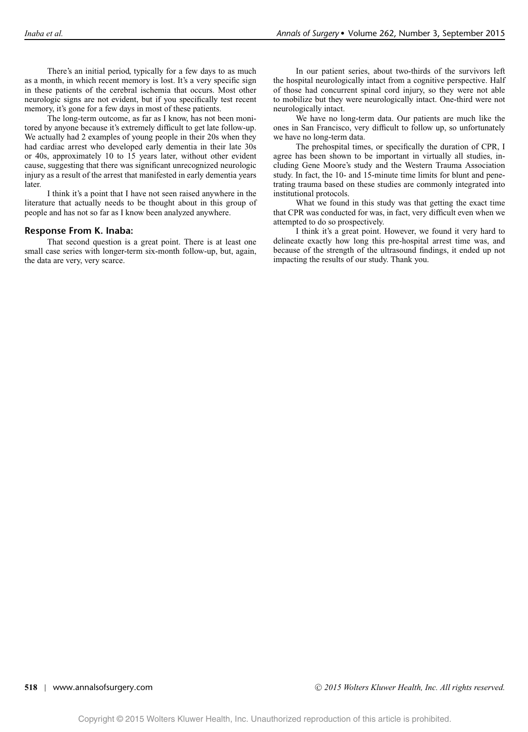There's an initial period, typically for a few days to as much as a month, in which recent memory is lost. It's a very specific sign in these patients of the cerebral ischemia that occurs. Most other neurologic signs are not evident, but if you specifically test recent memory, it's gone for a few days in most of these patients.

The long-term outcome, as far as I know, has not been monitored by anyone because it's extremely difficult to get late follow-up. We actually had 2 examples of young people in their 20s when they had cardiac arrest who developed early dementia in their late 30s or 40s, approximately 10 to 15 years later, without other evident cause, suggesting that there was significant unrecognized neurologic injury as a result of the arrest that manifested in early dementia years later.

I think it's a point that I have not seen raised anywhere in the literature that actually needs to be thought about in this group of people and has not so far as I know been analyzed anywhere.

### Response From K. Inaba:

That second question is a great point. There is at least one small case series with longer-term six-month follow-up, but, again, the data are very, very scarce.

In our patient series, about two-thirds of the survivors left the hospital neurologically intact from a cognitive perspective. Half of those had concurrent spinal cord injury, so they were not able to mobilize but they were neurologically intact. One-third were not neurologically intact.

We have no long-term data. Our patients are much like the ones in San Francisco, very difficult to follow up, so unfortunately we have no long-term data.

The prehospital times, or specifically the duration of CPR, I agree has been shown to be important in virtually all studies, including Gene Moore's study and the Western Trauma Association study. In fact, the 10- and 15-minute time limits for blunt and penetrating trauma based on these studies are commonly integrated into institutional protocols.

What we found in this study was that getting the exact time that CPR was conducted for was, in fact, very difficult even when we attempted to do so prospectively.

I think it's a great point. However, we found it very hard to delineate exactly how long this pre-hospital arrest time was, and because of the strength of the ultrasound findings, it ended up not impacting the results of our study. Thank you.